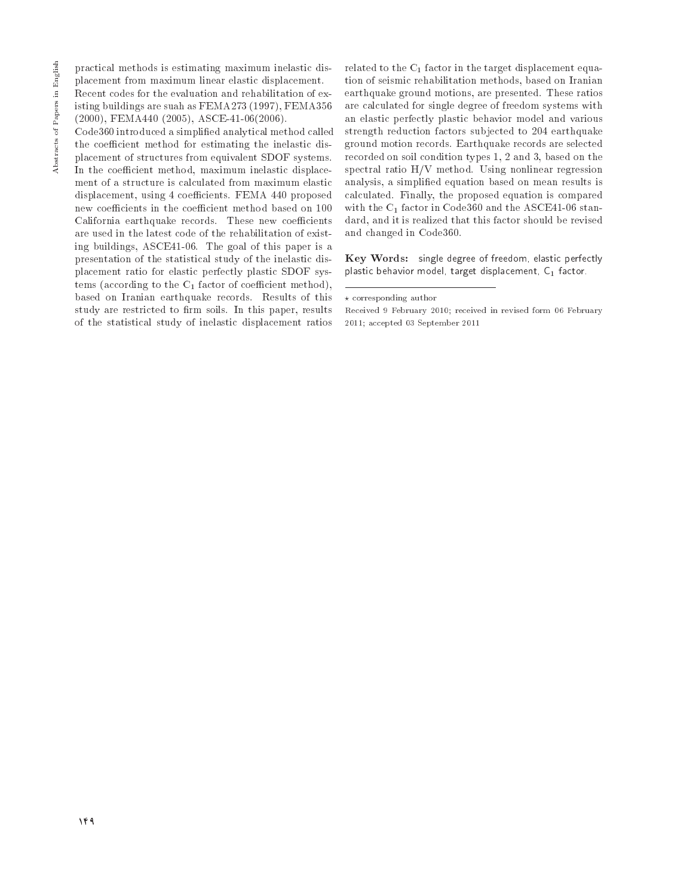practical methods is estimating maximum inelastic displacement from maximum linear elastic displacement.

Recent codes for the evaluation and rehabilitation of existing buildings are suah as FEMA273 (1997), FEMA356 (2000), FEMA440 (2005), ASCE-41-06(2006).

Code360 introduced a simplified analytical method called the coefficient method for estimating the inelastic displacement of structures from equivalent SDOF systems. In the coefficient method, maximum inelastic displacement of a structure is calculated from maximum elastic displacement, using 4 coefficients. FEMA 440 proposed new coefficients in the coefficient method based on 100 California earthquake records. These new coefficients are used in the latest code of the rehabilitation of existing buildings, ASCE41-06. The goal of this paper is a presentation of the statistical study of the inelastic displacement ratio for elastic perfectly plastic SDOF systems (according to the $C_1$ factor of coefficient method), based on Iranian earthquake records. Results of this study are restricted to firm soils. In this paper, results of the statistical study of inelastic displacement ratios related to the $C_1$ factor in the target displacement equation of seismic rehabilitation methods, based on Iranian earthquake ground motions, are presented. These ratios are calculated for single degree of freedom systems with an elastic perfectly plastic behavior model and various strength reduction factors subjected to 204 earthquake ground motion records. Earthquake records are selected recorded on soil condition types 1, 2 and 3, based on the spectral ratio H/V method. Using nonlinear regression analysis, a simplified equation based on mean results is calculated. Finally, the proposed equation is compared with the $C_1$ factor in Code360 and the ASCE41-06 standard, and it is realized that this factor should be revised and changed in Code360.

**Key Words:** single degree of freedom, elastic perfectly plastic behavior model, target displacement, $C_1$ factor.

---

⋆ corresponding author

Received 9 February 2010; received in revised form 06 February 2011; accepted 03 September 2011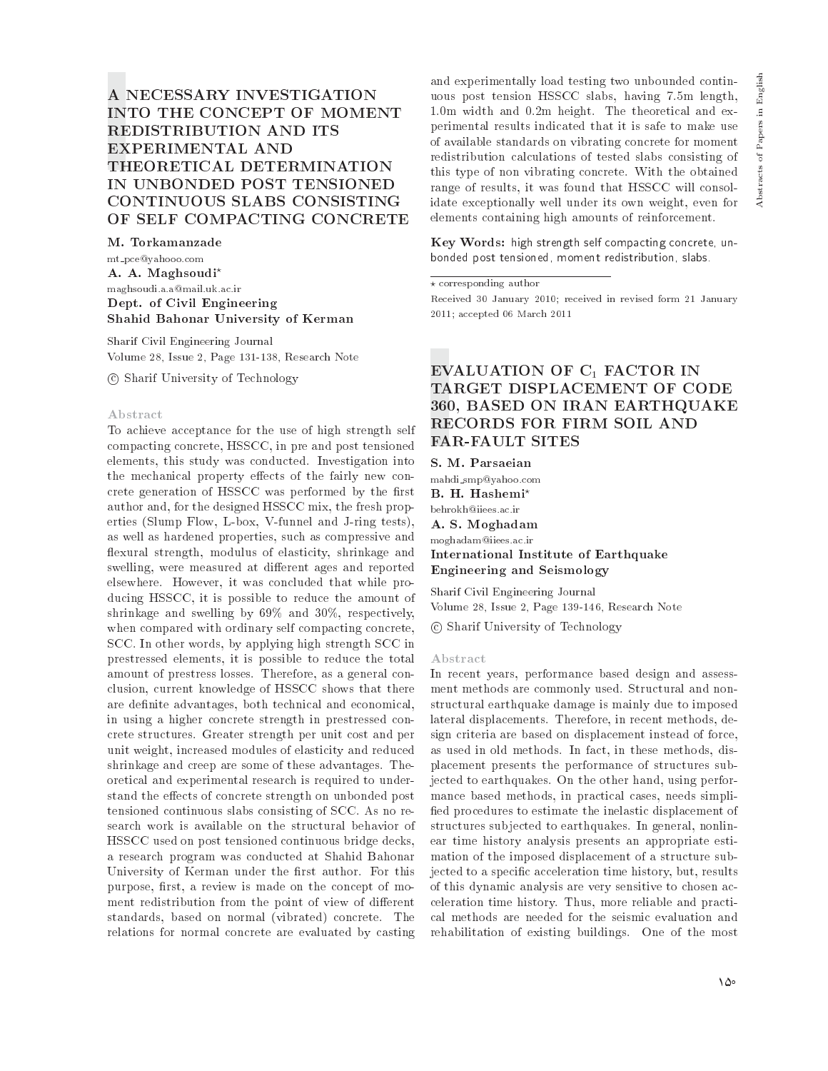# A NECESSARY INVESTIGATION INTO THE CONCEPT OF MOMENT REDISTRIBUTION AND ITS EXPERIMENTAL AND THEORETICAL DETERMINATION IN UNBONDED POST TENSIONED CONTINUOUS SLABS CONSISTING OF SELF COMPACTING CONCRETE

**M. Torkamanzade**
mt_pce@yahooo.com
**A. A. Maghsoudi***
maghsoudi.a.a@mail.uk.ac.ir
**Dept. of Civil Engineering**
**Shahid Bahonar University of Kerman**

Sharif Civil Engineering Journal
Volume 28, Issue 2, Page 131-138, Research Note

© Sharif University of Technology

### Abstract

To achieve acceptance for the use of high strength self compacting concrete, HSSCC, in pre and post tensioned elements, this study was conducted. Investigation into the mechanical property effects of the fairly new concrete generation of HSSCC was performed by the first author and, for the designed HSSCC mix, the fresh properties (Slump Flow, L-box, V-funnel and J-ring tests), as well as hardened properties, such as compressive and flexural strength, modulus of elasticity, shrinkage and swelling, were measured at different ages and reported elsewhere. However, it was concluded that while producing HSSCC, it is possible to reduce the amount of shrinkage and swelling by 69% and 30%, respectively, when compared with ordinary self compacting concrete, SCC. In other words, by applying high strength SCC in prestressed elements, it is possible to reduce the total amount of prestress losses. Therefore, as a general conclusion, current knowledge of HSSCC shows that there are definite advantages, both technical and economical, in using a higher concrete strength in prestressed concrete structures. Greater strength per unit cost and per unit weight, increased modules of elasticity and reduced shrinkage and creep are some of these advantages. Theoretical and experimental research is required to understand the effects of concrete strength on unbonded post tensioned continuous slabs consisting of SCC. As no research work is available on the structural behavior of HSSCC used on post tensioned continuous bridge decks, a research program was conducted at Shahid Bahonar University of Kerman under the first author. For this purpose, first, a review is made on the concept of moment redistribution from the point of view of different standards, based on normal (vibrated) concrete. The relations for normal concrete are evaluated by casting and experimentally load testing two unbounded continuous post tension HSSCC slabs, having 7.5m length, 1.0m width and 0.2m height. The theoretical and experimental results indicated that it is safe to make use of available standards on vibrating concrete for moment redistribution calculations of tested slabs consisting of this type of non vibrating concrete. With the obtained range of results, it was found that HSSCC will consolidate exceptionally well under its own weight, even for elements containing high amounts of reinforcement.

**Key Words:** high strength self compacting concrete, unbonded post tensioned, moment redistribution, slabs.

* corresponding author

Received 30 January 2010; received in revised form 21 January 2011; accepted 06 March 2011

# EVALUATION OF $C_1$ FACTOR IN TARGET DISPLACEMENT OF CODE 360, BASED ON IRAN EARTHQUAKE RECORDS FOR FIRM SOIL AND FAR-FAULT SITES

**S. M. Parsaeian**
mahdi_smp@yahoo.com
**B. H. Hashemi***
behrokh@iiees.ac.ir
**A. S. Moghadam**
moghadam@iiees.ac.ir
**International Institute of Earthquake Engineering and Seismology**

Sharif Civil Engineering Journal
Volume 28, Issue 2, Page 139-146, Research Note

© Sharif University of Technology

### Abstract

In recent years, performance based design and assessment methods are commonly used. Structural and nonstructural earthquake damage is mainly due to imposed lateral displacements. Therefore, in recent methods, design criteria are based on displacement instead of force, as used in old methods. In fact, in these methods, displacement presents the performance of structures subjected to earthquakes. On the other hand, using performance based methods, in practical cases, needs simplified procedures to estimate the inelastic displacement of structures subjected to earthquakes. In general, nonlinear time history analysis presents an appropriate estimation of the imposed displacement of a structure subjected to a specific acceleration time history, but, results of this dynamic analysis are very sensitive to chosen acceleration time history. Thus, more reliable and practical methods are needed for the seismic evaluation and rehabilitation of existing buildings. One of the most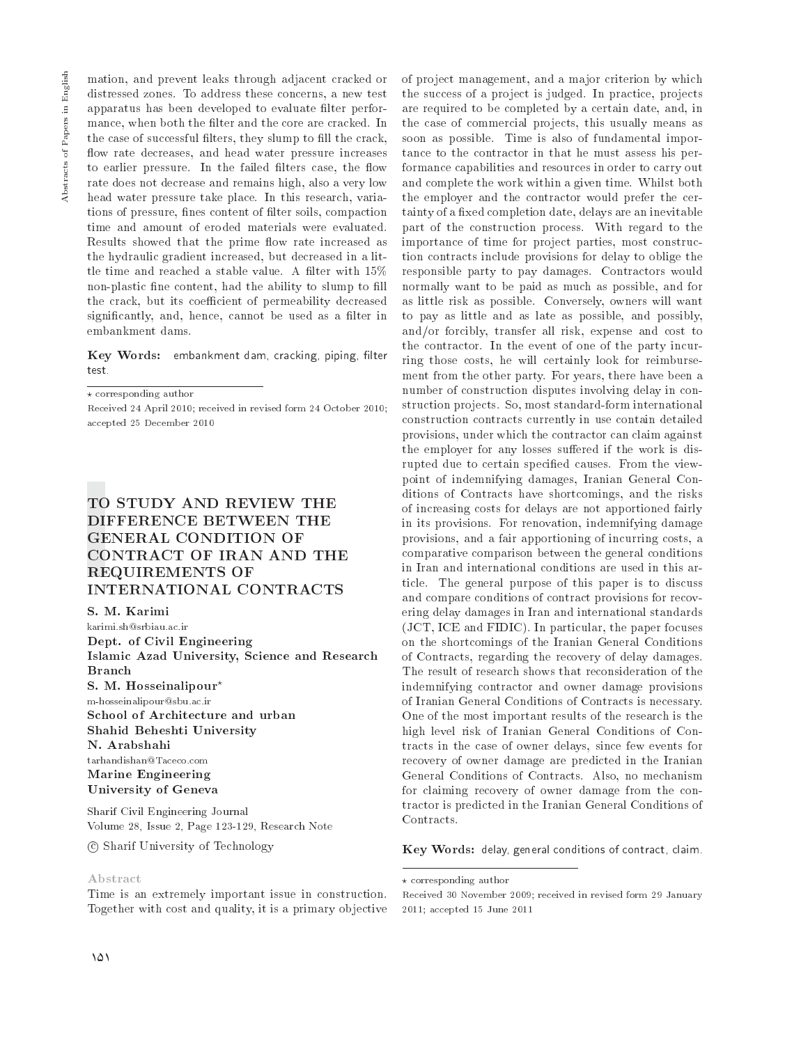mation, and prevent leaks through adjacent cracked or distressed zones. To address these concerns, a new test apparatus has been developed to evaluate filter performance, when both the filter and the core are cracked. In the case of successful filters, they slump to fill the crack, flow rate decreases, and head water pressure increases to earlier pressure. In the failed filters case, the flow rate does not decrease and remains high, also a very low head water pressure take place. In this research, variations of pressure, fines content of filter soils, compaction time and amount of eroded materials were evaluated. Results showed that the prime flow rate increased as the hydraulic gradient increased, but decreased in a little time and reached a stable value. A filter with 15% non-plastic fine content, had the ability to slump to fill the crack, but its coefficient of permeability decreased significantly, and, hence, cannot be used as a filter in embankment dams.

**Key Words:** embankment dam, cracking, piping, filter test.

⋆ corresponding author

Received 24 April 2010; received in revised form 24 October 2010; accepted 25 December 2010

# TO STUDY AND REVIEW THE DIFFERENCE BETWEEN THE GENERAL CONDITION OF CONTRACT OF IRAN AND THE REQUIREMENTS OF INTERNATIONAL CONTRACTS

**S. M. Karimi**
karimi.sh@srbiau.ac.ir
**Dept. of Civil Engineering**
**Islamic Azad University, Science and Research Branch**
**S. M. Hosseinalipour⋆**
m-hosseinalipour@sbu.ac.ir
**School of Architecture and urban**
**Shahid Beheshti University**
**N. Arabshahi**
tarhandishan@Taceco.com
**Marine Engineering**
**University of Geneva**

Sharif Civil Engineering Journal
Volume 28, Issue 2, Page 123-129, Research Note

© Sharif University of Technology

## Abstract

Time is an extremely important issue in construction. Together with cost and quality, it is a primary objective of project management, and a major criterion by which the success of a project is judged. In practice, projects are required to be completed by a certain date, and, in the case of commercial projects, this usually means as soon as possible. Time is also of fundamental importance to the contractor in that he must assess his performance capabilities and resources in order to carry out and complete the work within a given time. Whilst both the employer and the contractor would prefer the certainty of a fixed completion date, delays are an inevitable part of the construction process. With regard to the importance of time for project parties, most construction contracts include provisions for delay to oblige the responsible party to pay damages. Contractors would normally want to be paid as much as possible, and for as little risk as possible. Conversely, owners will want to pay as little and as late as possible, and possibly, and/or forcibly, transfer all risk, expense and cost to the contractor. In the event of one of the party incurring those costs, he will certainly look for reimbursement from the other party. For years, there have been a number of construction disputes involving delay in construction projects. So, most standard-form international construction contracts currently in use contain detailed provisions, under which the contractor can claim against the employer for any losses suffered if the work is disrupted due to certain specified causes. From the viewpoint of indemnifying damages, Iranian General Conditions of Contracts have shortcomings, and the risks of increasing costs for delays are not apportioned fairly in its provisions. For renovation, indemnifying damage provisions, and a fair apportioning of incurring costs, a comparative comparison between the general conditions in Iran and international conditions are used in this article. The general purpose of this paper is to discuss and compare conditions of contract provisions for recovering delay damages in Iran and international standards (JCT, ICE and FIDIC). In particular, the paper focuses on the shortcomings of the Iranian General Conditions of Contracts, regarding the recovery of delay damages. The result of research shows that reconsideration of the indemnifying contractor and owner damage provisions of Iranian General Conditions of Contracts is necessary. One of the most important results of the research is the high level risk of Iranian General Conditions of Contracts in the case of owner delays, since few events for recovery of owner damage are predicted in the Iranian General Conditions of Contracts. Also, no mechanism for claiming recovery of owner damage from the contractor is predicted in the Iranian General Conditions of Contracts.

**Key Words:** delay, general conditions of contract, claim.

⋆ corresponding author

Received 30 November 2009; received in revised form 29 January 2011; accepted 15 June 2011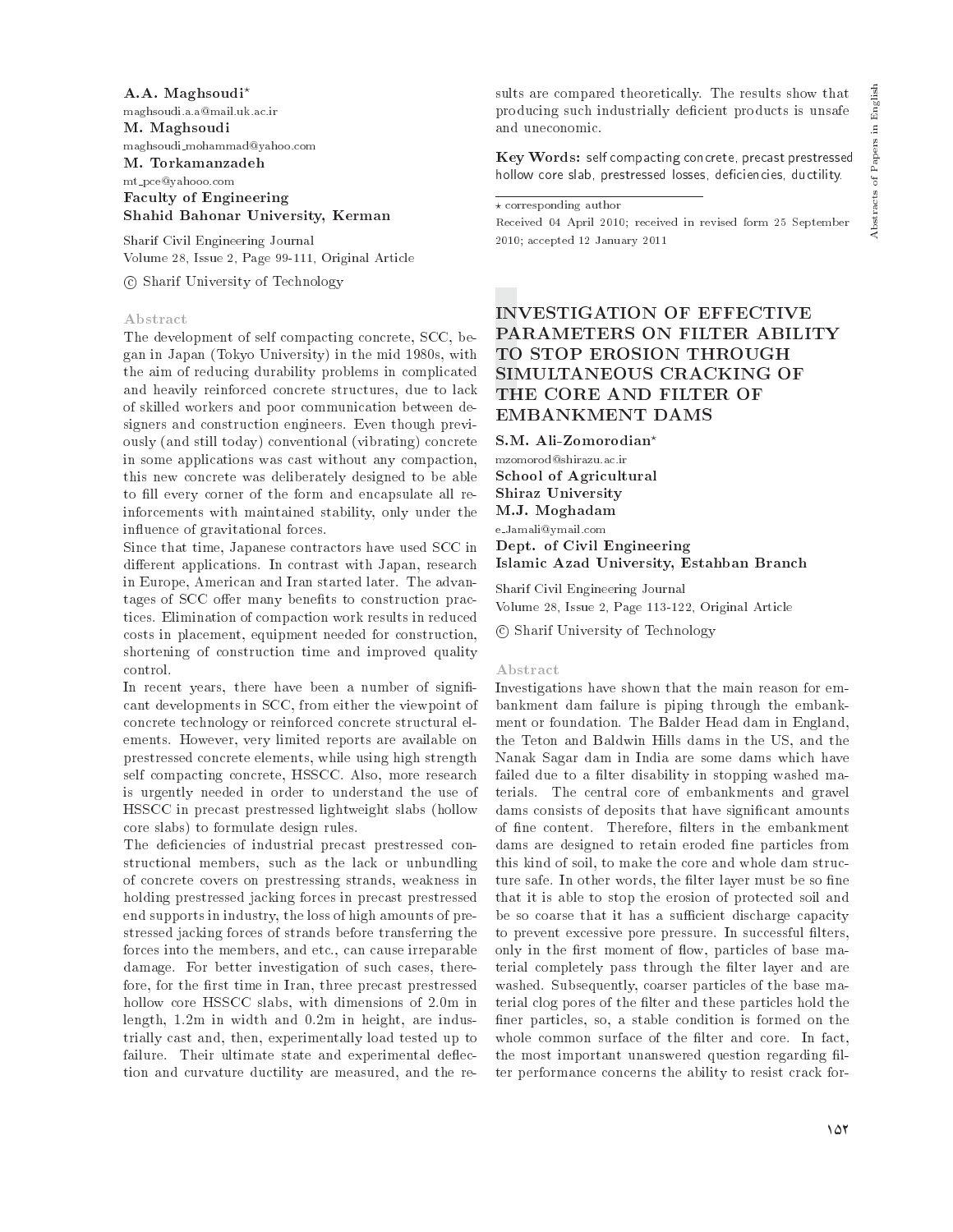**A.A. Maghsoudi***
maghsoudi.a.a@mail.uk.ac.ir
**M. Maghsoudi**
maghsoudi_mohammad@yahoo.com
**M. Torkamanzadeh**
mt_pce@yahooo.com
**Faculty of Engineering**
**Shahid Bahonar University, Kerman**

Sharif Civil Engineering Journal
Volume 28, Issue 2, Page 99-111, Original Article

© Sharif University of Technology

### Abstract

The development of self compacting concrete, SCC, began in Japan (Tokyo University) in the mid 1980s, with the aim of reducing durability problems in complicated and heavily reinforced concrete structures, due to lack of skilled workers and poor communication between designers and construction engineers. Even though previously (and still today) conventional (vibrating) concrete in some applications was cast without any compaction, this new concrete was deliberately designed to be able to fill every corner of the form and encapsulate all reinforcements with maintained stability, only under the influence of gravitational forces.

Since that time, Japanese contractors have used SCC in different applications. In contrast with Japan, research in Europe, American and Iran started later. The advantages of SCC offer many benefits to construction practices. Elimination of compaction work results in reduced costs in placement, equipment needed for construction, shortening of construction time and improved quality control.

In recent years, there have been a number of significant developments in SCC, from either the viewpoint of concrete technology or reinforced concrete structural elements. However, very limited reports are available on prestressed concrete elements, while using high strength self compacting concrete, HSSCC. Also, more research is urgently needed in order to understand the use of HSSCC in precast prestressed lightweight slabs (hollow core slabs) to formulate design rules.

The deficiencies of industrial precast prestressed constructional members, such as the lack or unbundling of concrete covers on prestressing strands, weakness in holding prestressed jacking forces in precast prestressed end supports in industry, the loss of high amounts of prestressed jacking forces of strands before transferring the forces into the members, and etc., can cause irreparable damage. For better investigation of such cases, therefore, for the first time in Iran, three precast prestressed hollow core HSSCC slabs, with dimensions of 2.0m in length, 1.2m in width and 0.2m in height, are industrially cast and, then, experimentally load tested up to failure. Their ultimate state and experimental deflection and curvature ductility are measured, and the results are compared theoretically. The results show that producing such industrially deficient products is unsafe and uneconomic.

**Key Words:** self compacting concrete, precast prestressed hollow core slab, prestressed losses, deficiencies, ductility.

* corresponding author
Received 04 April 2010; received in revised form 25 September 2010; accepted 12 January 2011

## INVESTIGATION OF EFFECTIVE PARAMETERS ON FILTER ABILITY TO STOP EROSION THROUGH SIMULTANEOUS CRACKING OF THE CORE AND FILTER OF EMBANKMENT DAMS

**S.M. Ali-Zomorodian***
mzomorod@shirazu.ac.ir
**School of Agricultural**
**Shiraz University**
**M.J. Moghadam**
e_Jamali@ymail.com
**Dept. of Civil Engineering**
**Islamic Azad University, Estahban Branch**

Sharif Civil Engineering Journal
Volume 28, Issue 2, Page 113-122, Original Article

© Sharif University of Technology

### Abstract

Investigations have shown that the main reason for embankment dam failure is piping through the embankment or foundation. The Balder Head dam in England, the Teton and Baldwin Hills dams in the US, and the Nanak Sagar dam in India are some dams which have failed due to a filter disability in stopping washed materials. The central core of embankments and gravel dams consists of deposits that have significant amounts of fine content. Therefore, filters in the embankment dams are designed to retain eroded fine particles from this kind of soil, to make the core and whole dam structure safe. In other words, the filter layer must be so fine that it is able to stop the erosion of protected soil and be so coarse that it has a sufficient discharge capacity to prevent excessive pore pressure. In successful filters, only in the first moment of flow, particles of base material completely pass through the filter layer and are washed. Subsequently, coarser particles of the base material clog pores of the filter and these particles hold the finer particles, so, a stable condition is formed on the whole common surface of the filter and core. In fact, the most important unanswered question regarding filter performance concerns the ability to resist crack for-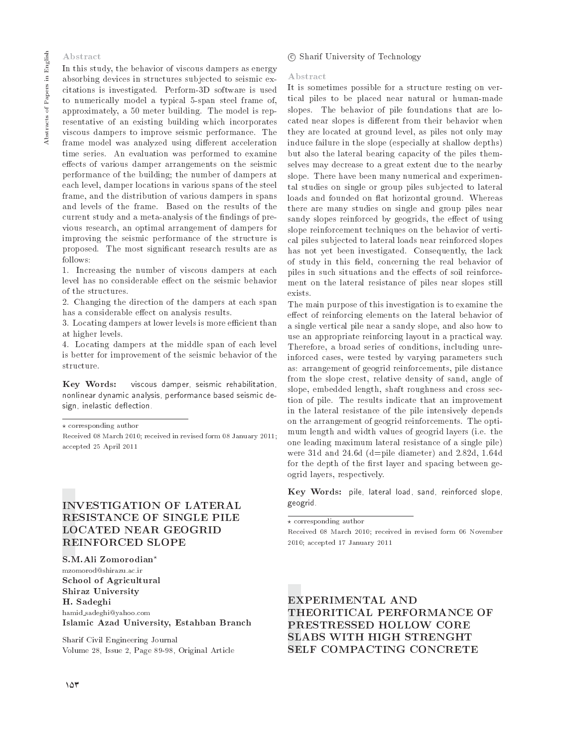## Abstract

In this study, the behavior of viscous dampers as energy absorbing devices in structures subjected to seismic excitations is investigated. Perform-3D software is used to numerically model a typical 5-span steel frame of, approximately, a 50 meter building. The model is representative of an existing building which incorporates viscous dampers to improve seismic performance. The frame model was analyzed using different acceleration time series. An evaluation was performed to examine effects of various damper arrangements on the seismic performance of the building; the number of dampers at each level, damper locations in various spans of the steel frame, and the distribution of various dampers in spans and levels of the frame. Based on the results of the current study and a meta-analysis of the findings of previous research, an optimal arrangement of dampers for improving the seismic performance of the structure is proposed. The most significant research results are as follows:

1. Increasing the number of viscous dampers at each level has no considerable effect on the seismic behavior of the structures.
2. Changing the direction of the dampers at each span has a considerable effect on analysis results.
3. Locating dampers at lower levels is more efficient than at higher levels.
4. Locating dampers at the middle span of each level is better for improvement of the seismic behavior of the structure.

**Key Words:** viscous damper, seismic rehabilitation, nonlinear dynamic analysis, performance based seismic design, inelastic deflection.

⋆ corresponding author

Received 08 March 2010; received in revised form 08 January 2011; accepted 25 April 2011

# INVESTIGATION OF LATERAL RESISTANCE OF SINGLE PILE LOCATED NEAR GEOGRID REINFORCED SLOPE

**S.M.Ali Zomorodian⋆**
mzomorod@shirazu.ac.ir
**School of Agricultural**
**Shiraz University**
**H. Sadeghi**
hamid_sadeghi@yahoo.com
**Islamic Azad University, Estahban Branch**

Sharif Civil Engineering Journal
Volume 28, Issue 2, Page 89-98, Original Article

© Sharif University of Technology

## Abstract

It is sometimes possible for a structure resting on vertical piles to be placed near natural or human-made slopes. The behavior of pile foundations that are located near slopes is different from their behavior when they are located at ground level, as piles not only may induce failure in the slope (especially at shallow depths) but also the lateral bearing capacity of the piles themselves may decrease to a great extent due to the nearby slope. There have been many numerical and experimental studies on single or group piles subjected to lateral loads and founded on flat horizontal ground. Whereas there are many studies on single and group piles near sandy slopes reinforced by geogrids, the effect of using slope reinforcement techniques on the behavior of vertical piles subjected to lateral loads near reinforced slopes has not yet been investigated. Consequently, the lack of study in this field, concerning the real behavior of piles in such situations and the effects of soil reinforcement on the lateral resistance of piles near slopes still exists.

The main purpose of this investigation is to examine the effect of reinforcing elements on the lateral behavior of a single vertical pile near a sandy slope, and also how to use an appropriate reinforcing layout in a practical way. Therefore, a broad series of conditions, including unreinforced cases, were tested by varying parameters such as: arrangement of geogrid reinforcements, pile distance from the slope crest, relative density of sand, angle of slope, embedded length, shaft roughness and cross section of pile. The results indicate that an improvement in the lateral resistance of the pile intensively depends on the arrangement of geogrid reinforcements. The optimum length and width values of geogrid layers (i.e. the one leading maximum lateral resistance of a single pile) were 31d and 24.6d (d=pile diameter) and 2.82d, 1.64d for the depth of the first layer and spacing between geogrid layers, respectively.

**Key Words:** pile, lateral load, sand, reinforced slope, geogrid.

⋆ corresponding author

Received 08 March 2010; received in revised form 06 November 2010; accepted 17 January 2011

# EXPERIMENTAL AND THEORITICAL PERFORMANCE OF PRESTRESSED HOLLOW CORE SLABS WITH HIGH STRENGHT SELF COMPACTING CONCRETE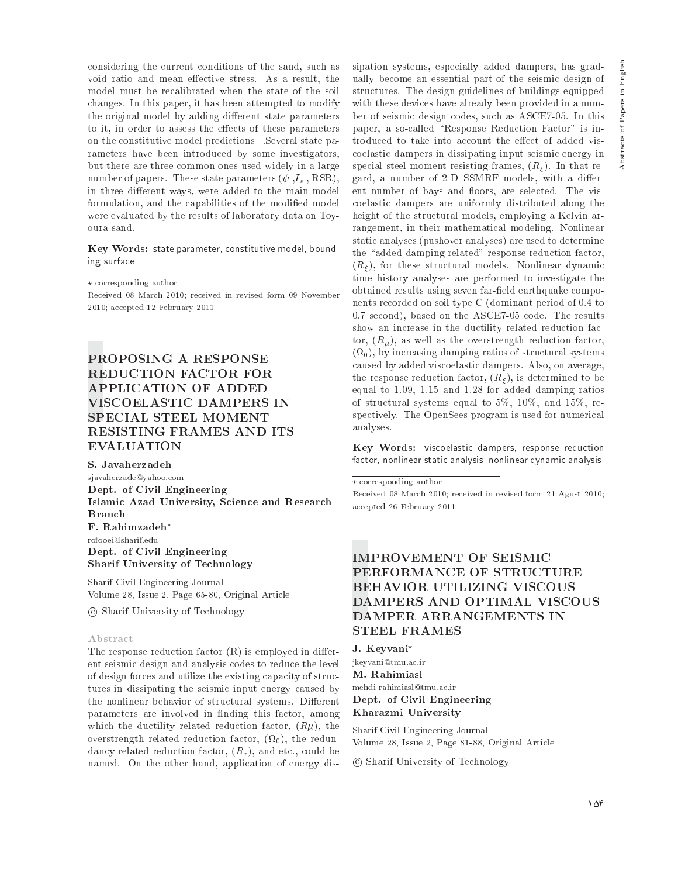considering the current conditions of the sand, such as void ratio and mean effective stress. As a result, the model must be recalibrated when the state of the soil changes. In this paper, it has been attempted to modify the original model by adding different state parameters to it, in order to assess the effects of these parameters on the constitutive model predictions .Several state parameters have been introduced by some investigators, but there are three common ones used widely in a large number of papers. These state parameters ($\psi$ ,$I_s$ , RSR), in three different ways, were added to the main model formulation, and the capabilities of the modified model were evaluated by the results of laboratory data on Toyoura sand.

**Key Words:** state parameter, constitutive model, bounding surface.

⋆ corresponding author

Received 08 March 2010; received in revised form 09 November 2010; accepted 12 February 2011

## PROPOSING A RESPONSE REDUCTION FACTOR FOR APPLICATION OF ADDED VISCOELASTIC DAMPERS IN SPECIAL STEEL MOMENT RESISTING FRAMES AND ITS EVALUATION

**S. Javaherzadeh**
sjavaherzade@yahoo.com
**Dept. of Civil Engineering**
**Islamic Azad University, Science and Research Branch**
**F. Rahimzadeh⋆**
rofooei@sharif.edu
**Dept. of Civil Engineering**
**Sharif University of Technology**

Sharif Civil Engineering Journal
Volume 28, Issue 2, Page 65-80, Original Article

© Sharif University of Technology

### Abstract

The response reduction factor (R) is employed in different seismic design and analysis codes to reduce the level of design forces and utilize the existing capacity of structures in dissipating the seismic input energy caused by the nonlinear behavior of structural systems. Different parameters are involved in finding this factor, among which the ductility related reduction factor, ($R\mu$), the overstrength related reduction factor, ($\Omega_0$), the redundancy related reduction factor, ($R_r$), and etc., could be named. On the other hand, application of energy dissipation systems, especially added dampers, has gradually become an essential part of the seismic design of structures. The design guidelines of buildings equipped with these devices have already been provided in a number of seismic design codes, such as ASCE7-05. In this paper, a so-called "Response Reduction Factor" is introduced to take into account the effect of added viscoelastic dampers in dissipating input seismic energy in special steel moment resisting frames, ($R_\xi$). In that regard, a number of 2-D SSMRF models, with a different number of bays and floors, are selected. The viscoelastic dampers are uniformly distributed along the height of the structural models, employing a Kelvin arrangement, in their mathematical modeling. Nonlinear static analyses (pushover analyses) are used to determine the "added damping related" response reduction factor, ($R_\xi$), for these structural models. Nonlinear dynamic time history analyses are performed to investigate the obtained results using seven far-field earthquake components recorded on soil type C (dominant period of 0.4 to 0.7 second), based on the ASCE7-05 code. The results show an increase in the ductility related reduction factor, ($R_\mu$), as well as the overstrength reduction factor, ($\Omega_0$), by increasing damping ratios of structural systems caused by added viscoelastic dampers. Also, on average, the response reduction factor, ($R_\xi$), is determined to be equal to 1.09, 1.15 and 1.28 for added damping ratios of structural systems equal to 5%, 10%, and 15%, respectively. The OpenSees program is used for numerical analyses.

**Key Words:** viscoelastic dampers, response reduction factor, nonlinear static analysis, nonlinear dynamic analysis.

⋆ corresponding author

Received 08 March 2010; received in revised form 21 Agust 2010; accepted 26 February 2011

## IMPROVEMENT OF SEISMIC PERFORMANCE OF STRUCTURE BEHAVIOR UTILIZING VISCOUS DAMPERS AND OPTIMAL VISCOUS DAMPER ARRANGEMENTS IN STEEL FRAMES

**J. Keyvani⋆**
jkeyvani@tmu.ac.ir
**M. Rahimiasl**
mehdi_rahimiasl@tmu.ac.ir
**Dept. of Civil Engineering**
**Kharazmi University**

Sharif Civil Engineering Journal
Volume 28, Issue 2, Page 81-88, Original Article

© Sharif University of Technology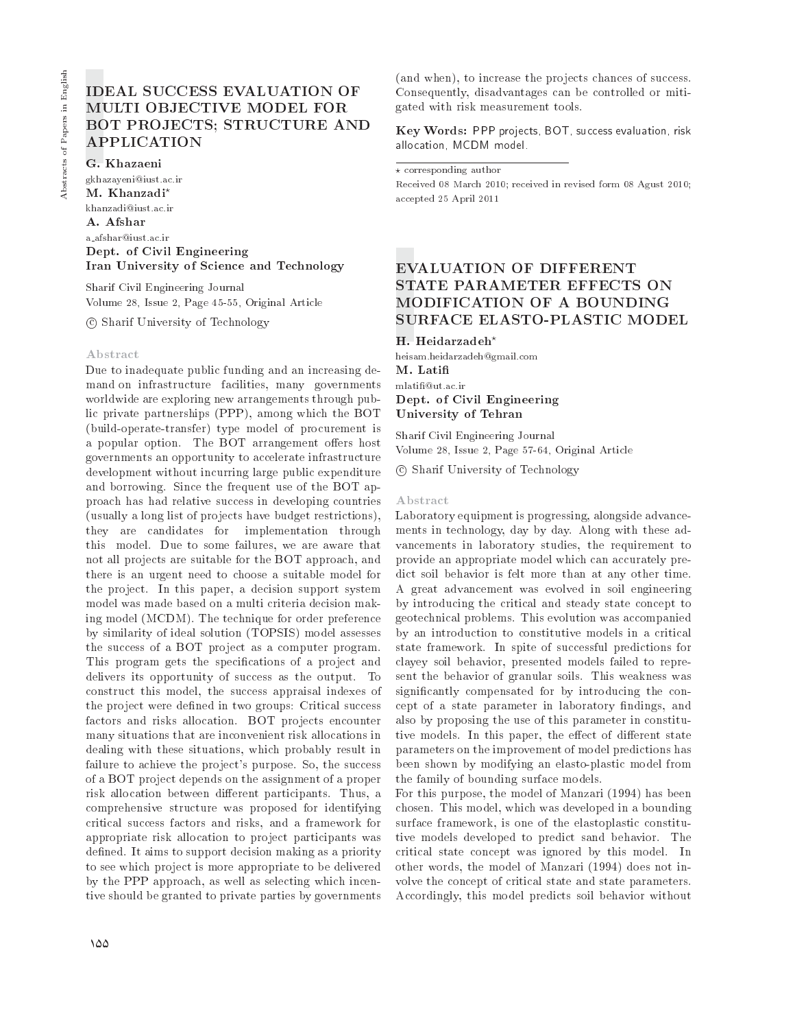# IDEAL SUCCESS EVALUATION OF MULTI OBJECTIVE MODEL FOR BOT PROJECTS; STRUCTURE AND APPLICATION

**G. Khazaeni**
gkhazayeni@iust.ac.ir
**M. Khanzadi***
khanzadi@iust.ac.ir
**A. Afshar**
a_afshar@iust.ac.ir
**Dept. of Civil Engineering**
**Iran University of Science and Technology**

Sharif Civil Engineering Journal
Volume 28, Issue 2, Page 45-55, Original Article
© Sharif University of Technology

## Abstract

Due to inadequate public funding and an increasing demand on infrastructure facilities, many governments worldwide are exploring new arrangements through public private partnerships (PPP), among which the BOT (build-operate-transfer) type model of procurement is a popular option. The BOT arrangement offers host governments an opportunity to accelerate infrastructure development without incurring large public expenditure and borrowing. Since the frequent use of the BOT approach has had relative success in developing countries (usually a long list of projects have budget restrictions), they are candidates for implementation through this model. Due to some failures, we are aware that not all projects are suitable for the BOT approach, and there is an urgent need to choose a suitable model for the project. In this paper, a decision support system model was made based on a multi criteria decision making model (MCDM). The technique for order preference by similarity of ideal solution (TOPSIS) model assesses the success of a BOT project as a computer program. This program gets the specifications of a project and delivers its opportunity of success as the output. To construct this model, the success appraisal indexes of the project were defined in two groups: Critical success factors and risks allocation. BOT projects encounter many situations that are inconvenient risk allocations in dealing with these situations, which probably result in failure to achieve the project's purpose. So, the success of a BOT project depends on the assignment of a proper risk allocation between different participants. Thus, a comprehensive structure was proposed for identifying critical success factors and risks, and a framework for appropriate risk allocation to project participants was defined. It aims to support decision making as a priority to see which project is more appropriate to be delivered by the PPP approach, as well as selecting which incentive should be granted to private parties by governments (and when), to increase the projects chances of success. Consequently, disadvantages can be controlled or mitigated with risk measurement tools.

**Key Words:** PPP projects, BOT, success evaluation, risk allocation, MCDM model.

* corresponding author
Received 08 March 2010; received in revised form 08 Agust 2010; accepted 25 April 2011

# EVALUATION OF DIFFERENT STATE PARAMETER EFFECTS ON MODIFICATION OF A BOUNDING SURFACE ELASTO-PLASTIC MODEL

**H. Heidarzadeh***
heisam.heidarzadeh@gmail.com
**M. Latifi**
mlatifi@ut.ac.ir
**Dept. of Civil Engineering**
**University of Tehran**

Sharif Civil Engineering Journal
Volume 28, Issue 2, Page 57-64, Original Article
© Sharif University of Technology

## Abstract

Laboratory equipment is progressing, alongside advancements in technology, day by day. Along with these advancements in laboratory studies, the requirement to provide an appropriate model which can accurately predict soil behavior is felt more than at any other time. A great advancement was evolved in soil engineering by introducing the critical and steady state concept to geotechnical problems. This evolution was accompanied by an introduction to constitutive models in a critical state framework. In spite of successful predictions for clayey soil behavior, presented models failed to represent the behavior of granular soils. This weakness was significantly compensated for by introducing the concept of a state parameter in laboratory findings, and also by proposing the use of this parameter in constitutive models. In this paper, the effect of different state parameters on the improvement of model predictions has been shown by modifying an elasto-plastic model from the family of bounding surface models.
For this purpose, the model of Manzari (1994) has been chosen. This model, which was developed in a bounding surface framework, is one of the elastoplastic constitutive models developed to predict sand behavior. The critical state concept was ignored by this model. In other words, the model of Manzari (1994) does not involve the concept of critical state and state parameters. Accordingly, this model predicts soil behavior without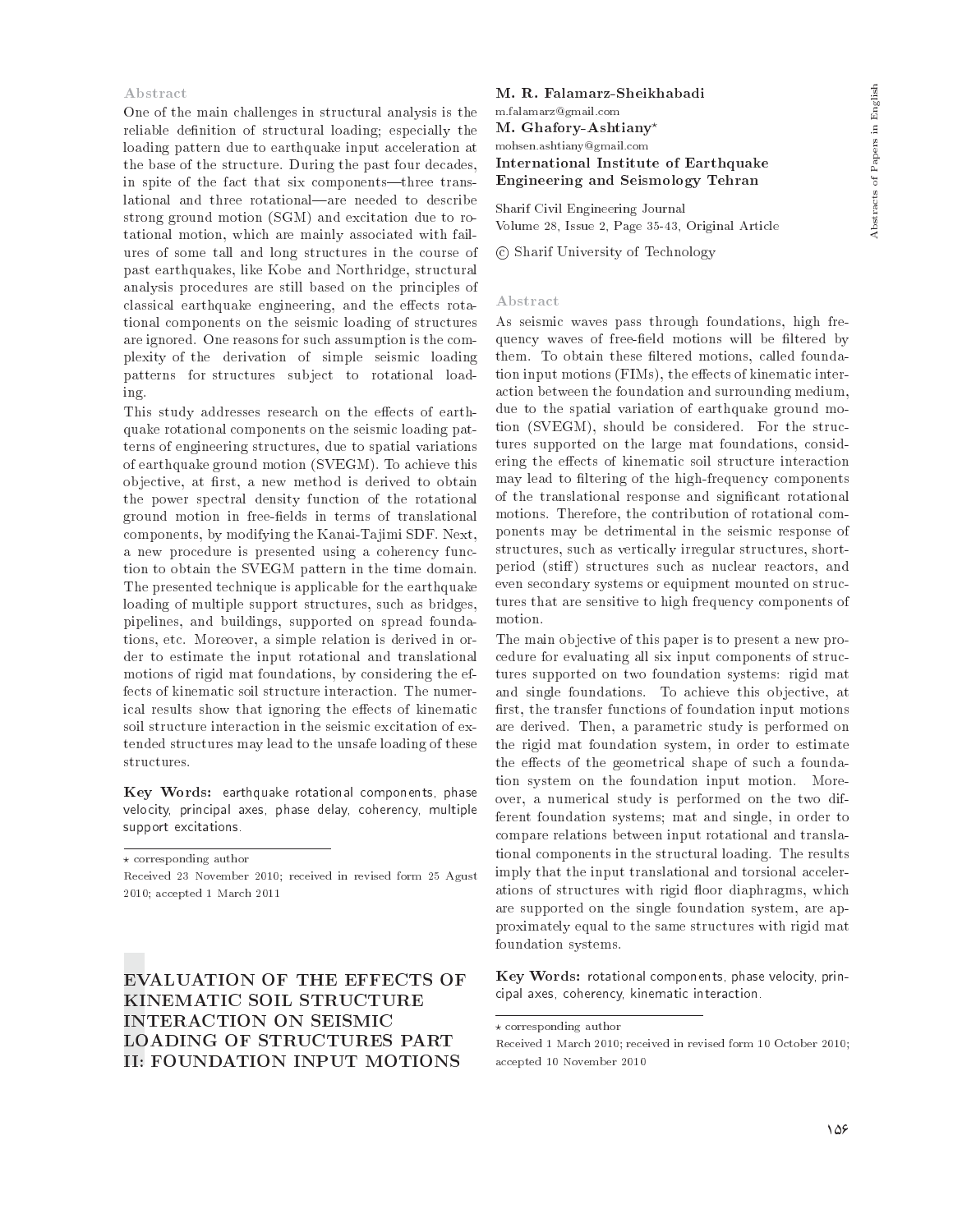### Abstract

One of the main challenges in structural analysis is the reliable definition of structural loading; especially the loading pattern due to earthquake input acceleration at the base of the structure. During the past four decades, in spite of the fact that six components—three translational and three rotational—are needed to describe strong ground motion (SGM) and excitation due to rotational motion, which are mainly associated with failures of some tall and long structures in the course of past earthquakes, like Kobe and Northridge, structural analysis procedures are still based on the principles of classical earthquake engineering, and the effects rotational components on the seismic loading of structures are ignored. One reasons for such assumption is the complexity of the derivation of simple seismic loading patterns for structures subject to rotational loading.

This study addresses research on the effects of earthquake rotational components on the seismic loading patterns of engineering structures, due to spatial variations of earthquake ground motion (SVEGM). To achieve this objective, at first, a new method is derived to obtain the power spectral density function of the rotational ground motion in free-fields in terms of translational components, by modifying the Kanai-Tajimi SDF. Next, a new procedure is presented using a coherency function to obtain the SVEGM pattern in the time domain. The presented technique is applicable for the earthquake loading of multiple support structures, such as bridges, pipelines, and buildings, supported on spread foundations, etc. Moreover, a simple relation is derived in order to estimate the input rotational and translational motions of rigid mat foundations, by considering the effects of kinematic soil structure interaction. The numerical results show that ignoring the effects of kinematic soil structure interaction in the seismic excitation of extended structures may lead to the unsafe loading of these structures.

**Key Words:** earthquake rotational components, phase velocity, principal axes, phase delay, coherency, multiple support excitations.

⋆ corresponding author

Received 23 November 2010; received in revised form 25 Agust 2010; accepted 1 March 2011

## EVALUATION OF THE EFFECTS OF KINEMATIC SOIL STRUCTURE INTERACTION ON SEISMIC LOADING OF STRUCTURES PART II: FOUNDATION INPUT MOTIONS

**M. R. Falamarz-Sheikhabadi**
m.falamarz@gmail.com
**M. Ghafory-Ashtiany⋆**
mohsen.ashtiany@gmail.com
**International Institute of Earthquake Engineering and Seismology Tehran**

Sharif Civil Engineering Journal
Volume 28, Issue 2, Page 35-43, Original Article

© Sharif University of Technology

### Abstract

As seismic waves pass through foundations, high frequency waves of free-field motions will be filtered by them. To obtain these filtered motions, called foundation input motions (FIMs), the effects of kinematic interaction between the foundation and surrounding medium, due to the spatial variation of earthquake ground motion (SVEGM), should be considered. For the structures supported on the large mat foundations, considering the effects of kinematic soil structure interaction may lead to filtering of the high-frequency components of the translational response and significant rotational motions. Therefore, the contribution of rotational components may be detrimental in the seismic response of structures, such as vertically irregular structures, short-period (stiff) structures such as nuclear reactors, and even secondary systems or equipment mounted on structures that are sensitive to high frequency components of motion.

The main objective of this paper is to present a new procedure for evaluating all six input components of structures supported on two foundation systems: rigid mat and single foundations. To achieve this objective, at first, the transfer functions of foundation input motions are derived. Then, a parametric study is performed on the rigid mat foundation system, in order to estimate the effects of the geometrical shape of such a foundation system on the foundation input motion. Moreover, a numerical study is performed on the two different foundation systems; mat and single, in order to compare relations between input rotational and translational components in the structural loading. The results imply that the input translational and torsional accelerations of structures with rigid floor diaphragms, which are supported on the single foundation system, are approximately equal to the same structures with rigid mat foundation systems.

**Key Words:** rotational components, phase velocity, principal axes, coherency, kinematic interaction.

⋆ corresponding author

Received 1 March 2010; received in revised form 10 October 2010; accepted 10 November 2010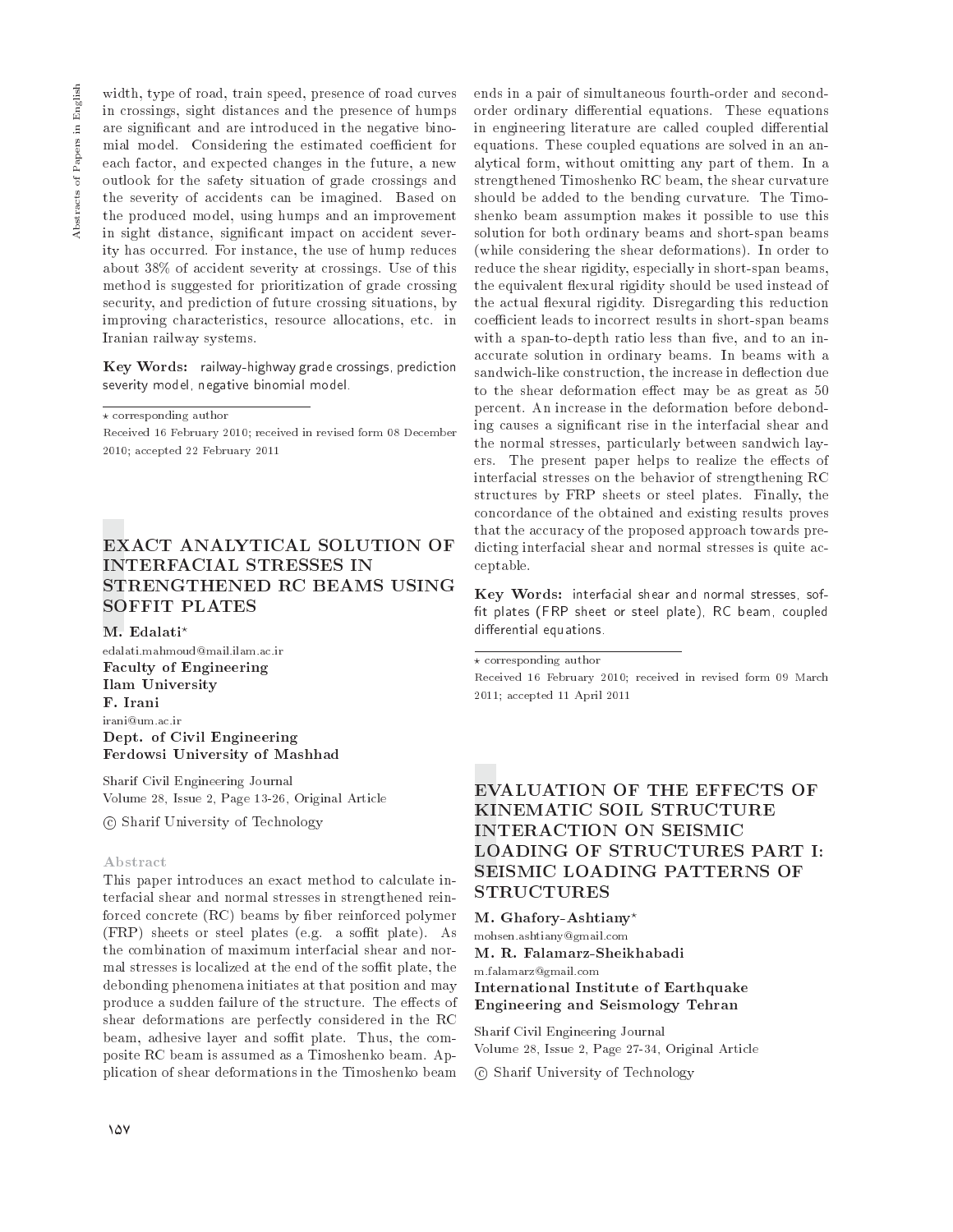width, type of road, train speed, presence of road curves in crossings, sight distances and the presence of humps are significant and are introduced in the negative binomial model. Considering the estimated coefficient for each factor, and expected changes in the future, a new outlook for the safety situation of grade crossings and the severity of accidents can be imagined. Based on the produced model, using humps and an improvement in sight distance, significant impact on accident severity has occurred. For instance, the use of hump reduces about 38% of accident severity at crossings. Use of this method is suggested for prioritization of grade crossing security, and prediction of future crossing situations, by improving characteristics, resource allocations, etc. in Iranian railway systems.

**Key Words:** railway-highway grade crossings, prediction severity model, negative binomial model.

⋆ corresponding author

Received 16 February 2010; received in revised form 08 December 2010; accepted 22 February 2011

## EXACT ANALYTICAL SOLUTION OF INTERFACIAL STRESSES IN STRENGTHENED RC BEAMS USING SOFFIT PLATES

**M. Edalati⋆**
edalati.mahmoud@mail.ilam.ac.ir
**Faculty of Engineering**
**Ilam University**
**F. Irani**
irani@um.ac.ir
**Dept. of Civil Engineering**
**Ferdowsi University of Mashhad**

Sharif Civil Engineering Journal
Volume 28, Issue 2, Page 13-26, Original Article
© Sharif University of Technology

### Abstract

This paper introduces an exact method to calculate interfacial shear and normal stresses in strengthened reinforced concrete (RC) beams by fiber reinforced polymer (FRP) sheets or steel plates (e.g. a soffit plate). As the combination of maximum interfacial shear and normal stresses is localized at the end of the soffit plate, the debonding phenomena initiates at that position and may produce a sudden failure of the structure. The effects of shear deformations are perfectly considered in the RC beam, adhesive layer and soffit plate. Thus, the composite RC beam is assumed as a Timoshenko beam. Application of shear deformations in the Timoshenko beam ends in a pair of simultaneous fourth-order and second-order ordinary differential equations. These equations in engineering literature are called coupled differential equations. These coupled equations are solved in an analytical form, without omitting any part of them. In a strengthened Timoshenko RC beam, the shear curvature should be added to the bending curvature. The Timoshenko beam assumption makes it possible to use this solution for both ordinary beams and short-span beams (while considering the shear deformations). In order to reduce the shear rigidity, especially in short-span beams, the equivalent flexural rigidity should be used instead of the actual flexural rigidity. Disregarding this reduction coefficient leads to incorrect results in short-span beams with a span-to-depth ratio less than five, and to an inaccurate solution in ordinary beams. In beams with a sandwich-like construction, the increase in deflection due to the shear deformation effect may be as great as 50 percent. An increase in the deformation before debonding causes a significant rise in the interfacial shear and the normal stresses, particularly between sandwich layers. The present paper helps to realize the effects of interfacial stresses on the behavior of strengthening RC structures by FRP sheets or steel plates. Finally, the concordance of the obtained and existing results proves that the accuracy of the proposed approach towards predicting interfacial shear and normal stresses is quite acceptable.

**Key Words:** interfacial shear and normal stresses, soffit plates (FRP sheet or steel plate), RC beam, coupled differential equations.

⋆ corresponding author

Received 16 February 2010; received in revised form 09 March 2011; accepted 11 April 2011

## EVALUATION OF THE EFFECTS OF KINEMATIC SOIL STRUCTURE INTERACTION ON SEISMIC LOADING OF STRUCTURES PART I: SEISMIC LOADING PATTERNS OF STRUCTURES

**M. Ghafory-Ashtiany⋆**
mohsen.ashtiany@gmail.com
**M. R. Falamarz-Sheikhabadi**
m.falamarz@gmail.com
**International Institute of Earthquake Engineering and Seismology Tehran**

Sharif Civil Engineering Journal
Volume 28, Issue 2, Page 27-34, Original Article
© Sharif University of Technology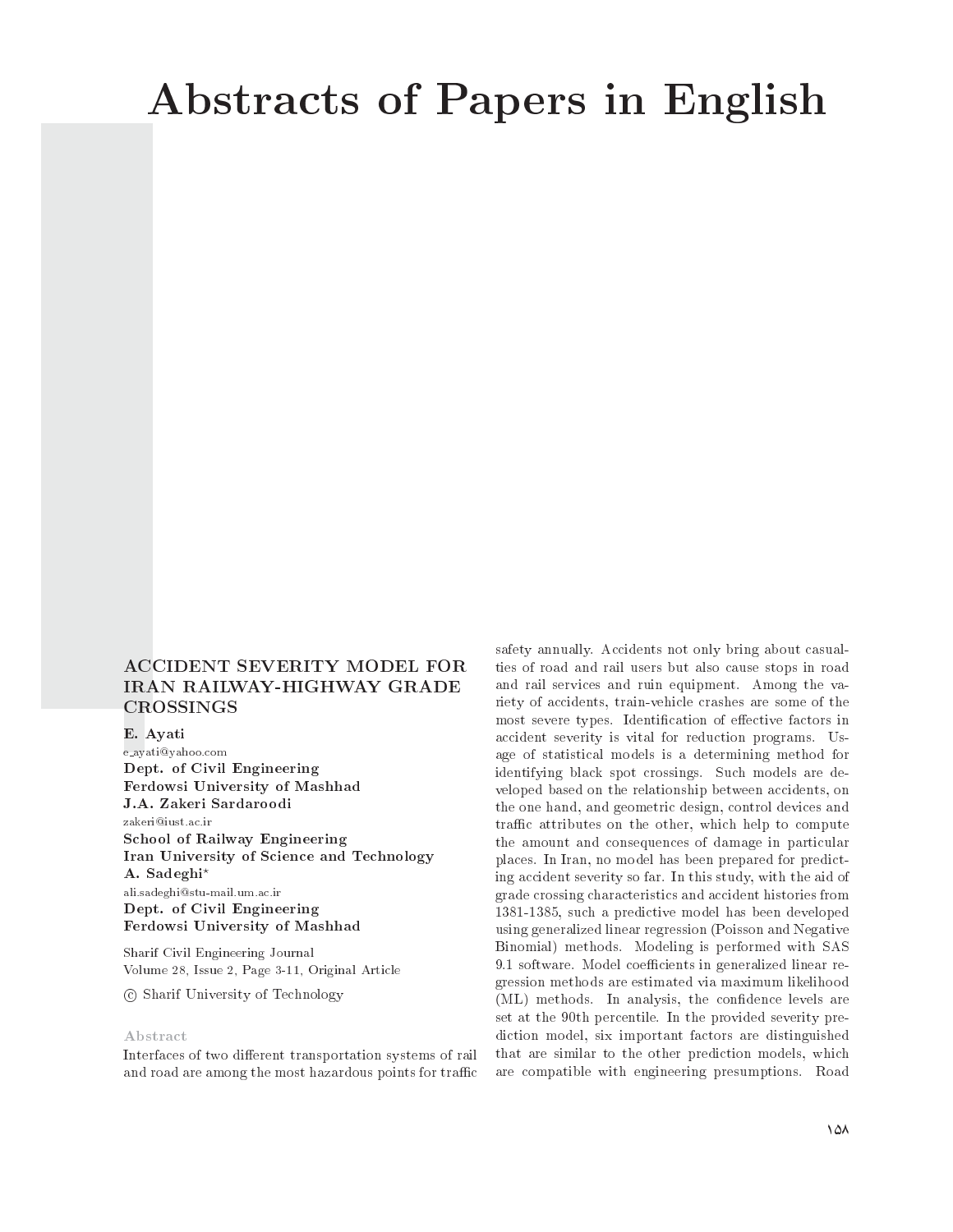# Abstracts of Papers in English

## ACCIDENT SEVERITY MODEL FOR IRAN RAILWAY-HIGHWAY GRADE CROSSINGS

**E. Ayati**
e_ayati@yahoo.com
**Dept. of Civil Engineering**
**Ferdowsi University of Mashhad**
**J.A. Zakeri Sardaroodi**
zakeri@iust.ac.ir
**School of Railway Engineering**
**Iran University of Science and Technology**
**A. Sadeghi***
ali.sadeghi@stu-mail.um.ac.ir
**Dept. of Civil Engineering**
**Ferdowsi University of Mashhad**

Sharif Civil Engineering Journal
Volume 28, Issue 2, Page 3-11, Original Article

© Sharif University of Technology

### Abstract

Interfaces of two different transportation systems of rail and road are among the most hazardous points for traffic safety annually. Accidents not only bring about casualties of road and rail users but also cause stops in road and rail services and ruin equipment. Among the variety of accidents, train-vehicle crashes are some of the most severe types. Identification of effective factors in accident severity is vital for reduction programs. Usage of statistical models is a determining method for identifying black spot crossings. Such models are developed based on the relationship between accidents, on the one hand, and geometric design, control devices and traffic attributes on the other, which help to compute the amount and consequences of damage in particular places. In Iran, no model has been prepared for predicting accident severity so far. In this study, with the aid of grade crossing characteristics and accident histories from 1381-1385, such a predictive model has been developed using generalized linear regression (Poisson and Negative Binomial) methods. Modeling is performed with SAS 9.1 software. Model coefficients in generalized linear regression methods are estimated via maximum likelihood (ML) methods. In analysis, the confidence levels are set at the 90th percentile. In the provided severity prediction model, six important factors are distinguished that are similar to the other prediction models, which are compatible with engineering presumptions. Road